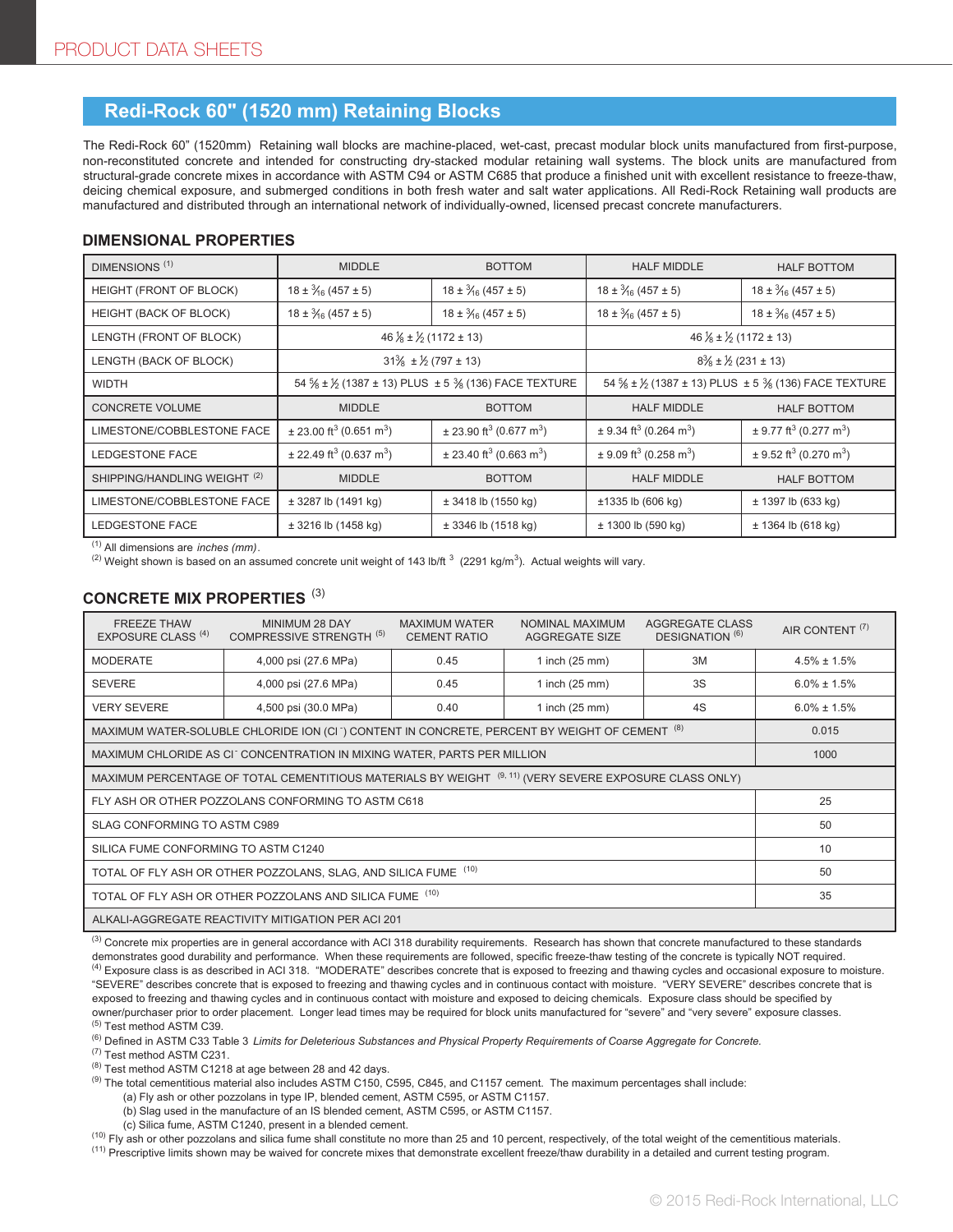## Redi-Rock 60" (1520 mm) Retaining Blocks

The Redi-Rock 60" (1520mm) Retaining wall blocks are machine-placed, wet-cast, precast modular block units manufactured from first-purpose, non-reconstituted concrete and intended for constructing dry-stacked modular retaining wall systems. The block units are manufactured from structural-grade concrete mixes in accordance with ASTM C94 or ASTM C685 that produce a finished unit with excellent resistance to freeze-thaw, deicing chemical exposure, and submerged conditions in both fresh water and salt water applications. All Redi-Rock Retaining wall products are manufactured and distributed through an international network of individually-owned, licensed precast concrete manufacturers.

### DIMENSIONAL PROPERTIES

| DIMENSIONS [1] | MIDDLE | BOTTOM | HALF MIDDLE | HALF BOTTOM |
|---|---|---|---|---|
| HEIGHT (FRONT OF BLOCK) | 18 ± 3⁄16 (457 ± 5) | 18 ± 3⁄16 (457 ± 5) | 18 ± 3⁄16 (457 ± 5) | 18 ± 3⁄16 (457 ± 5) |
| HEIGHT (BACK OF BLOCK) | 18 ± 3⁄16 (457 ± 5) | 18 ± 3⁄16 (457 ± 5) | 18 ± 3⁄16 (457 ± 5) | 18 ± 3⁄16 (457 ± 5) |
| LENGTH (FRONT OF BLOCK) | 46 1⁄8 ± 1⁄2 (1172 ± 13) | | 46 1⁄8 ± 1⁄2 (1172 ± 13) | |
| LENGTH (BACK OF BLOCK) | 31 3⁄8 ± 1⁄2 (797 ± 13) | | 8 3⁄8 ± 1⁄2 (231 ± 13) | |
| WIDTH | 54 5⁄8 ± 1⁄2 (1387 ± 13) PLUS ± 5 3⁄8 (136) FACE TEXTURE | | 54 5⁄8 ± 1⁄2 (1387 ± 13) PLUS ± 5 3⁄8 (136) FACE TEXTURE | |
| **CONCRETE VOLUME** | **MIDDLE** | **BOTTOM** | **HALF MIDDLE** | **HALF BOTTOM** |
| LIMESTONE/COBBLESTONE FACE | ± 23.00 ft³ (0.651 m³) | ± 23.90 ft³ (0.677 m³) | ± 9.34 ft³ (0.264 m³) | ± 9.77 ft³ (0.277 m³) |
| LEDGESTONE FACE | ± 22.49 ft³ (0.637 m³) | ± 23.40 ft³ (0.663 m³) | ± 9.09 ft³ (0.258 m³) | ± 9.52 ft³ (0.270 m³) |
| **SHIPPING/HANDLING WEIGHT [2]** | **MIDDLE** | **BOTTOM** | **HALF MIDDLE** | **HALF BOTTOM** |
| LIMESTONE/COBBLESTONE FACE | ± 3287 lb (1491 kg) | ± 3418 lb (1550 kg) | ±1335 lb (606 kg) | ± 1397 lb (633 kg) |
| LEDGESTONE FACE | ± 3216 lb (1458 kg) | ± 3346 lb (1518 kg) | ± 1300 lb (590 kg) | ± 1364 lb (618 kg) |

[1] All dimensions are *inches (mm)*.
[2] Weight shown is based on an assumed concrete unit weight of 143 lb/ft³ (2291 kg/m³). Actual weights will vary.

### CONCRETE MIX PROPERTIES [3]

| FREEZE THAW EXPOSURE CLASS [4] | MINIMUM 28 DAY COMPRESSIVE STRENGTH [5] | MAXIMUM WATER CEMENT RATIO | NOMINAL MAXIMUM AGGREGATE SIZE | AGGREGATE CLASS DESIGNATION [6] | AIR CONTENT [7] |
|---|---|---|---|---|---|
| MODERATE | 4,000 psi (27.6 MPa) | 0.45 | 1 inch (25 mm) | 3M | 4.5% ± 1.5% |
| SEVERE | 4,000 psi (27.6 MPa) | 0.45 | 1 inch (25 mm) | 3S | 6.0% ± 1.5% |
| VERY SEVERE | 4,500 psi (30.0 MPa) | 0.40 | 1 inch (25 mm) | 4S | 6.0% ± 1.5% |
| MAXIMUM WATER-SOLUBLE CHLORIDE ION ($Cl^-$) CONTENT IN CONCRETE, PERCENT BY WEIGHT OF CEMENT [8] | | | | | 0.015 |
| MAXIMUM CHLORIDE AS $Cl^-$ CONCENTRATION IN MIXING WATER, PARTS PER MILLION | | | | | 1000 |
| MAXIMUM PERCENTAGE OF TOTAL CEMENTITIOUS MATERIALS BY WEIGHT [9, 11] (VERY SEVERE EXPOSURE CLASS ONLY) | | | | | |
| FLY ASH OR OTHER POZZOLANS CONFORMING TO ASTM C618 | | | | | 25 |
| SLAG CONFORMING TO ASTM C989 | | | | | 50 |
| SILICA FUME CONFORMING TO ASTM C1240 | | | | | 10 |
| TOTAL OF FLY ASH OR OTHER POZZOLANS, SLAG, AND SILICA FUME [10] | | | | | 50 |
| TOTAL OF FLY ASH OR OTHER POZZOLANS AND SILICA FUME [10] | | | | | 35 |
| ALKALI-AGGREGATE REACTIVITY MITIGATION PER ACI 201 | | | | | |

[3] Concrete mix properties are in general accordance with ACI 318 durability requirements. Research has shown that concrete manufactured to these standards demonstrates good durability and performance. When these requirements are followed, specific freeze-thaw testing of the concrete is typically NOT required.
[4] Exposure class is as described in ACI 318. "MODERATE" describes concrete that is exposed to freezing and thawing cycles and occasional exposure to moisture. "SEVERE" describes concrete that is exposed to freezing and thawing cycles and in continuous contact with moisture. "VERY SEVERE" describes concrete that is exposed to freezing and thawing cycles and in continuous contact with moisture and exposed to deicing chemicals. Exposure class should be specified by owner/purchaser prior to order placement. Longer lead times may be required for block units manufactured for "severe" and "very severe" exposure classes.
[5] Test method ASTM C39.
[6] Defined in ASTM C33 Table 3 *Limits for Deleterious Substances and Physical Property Requirements of Coarse Aggregate for Concrete.*
[7] Test method ASTM C231.
[8] Test method ASTM C1218 at age between 28 and 42 days.
[9] The total cementitious material also includes ASTM C150, C595, C845, and C1157 cement. The maximum percentages shall include:
  (a) Fly ash or other pozzolans in type IP, blended cement, ASTM C595, or ASTM C1157.
  (b) Slag used in the manufacture of an IS blended cement, ASTM C595, or ASTM C1157.
  (c) Silica fume, ASTM C1240, present in a blended cement.
[10] Fly ash or other pozzolans and silica fume shall constitute no more than 25 and 10 percent, respectively, of the total weight of the cementitious materials.
[11] Prescriptive limits shown may be waived for concrete mixes that demonstrate excellent freeze/thaw durability in a detailed and current testing program.

© 2015 Redi-Rock International, LLC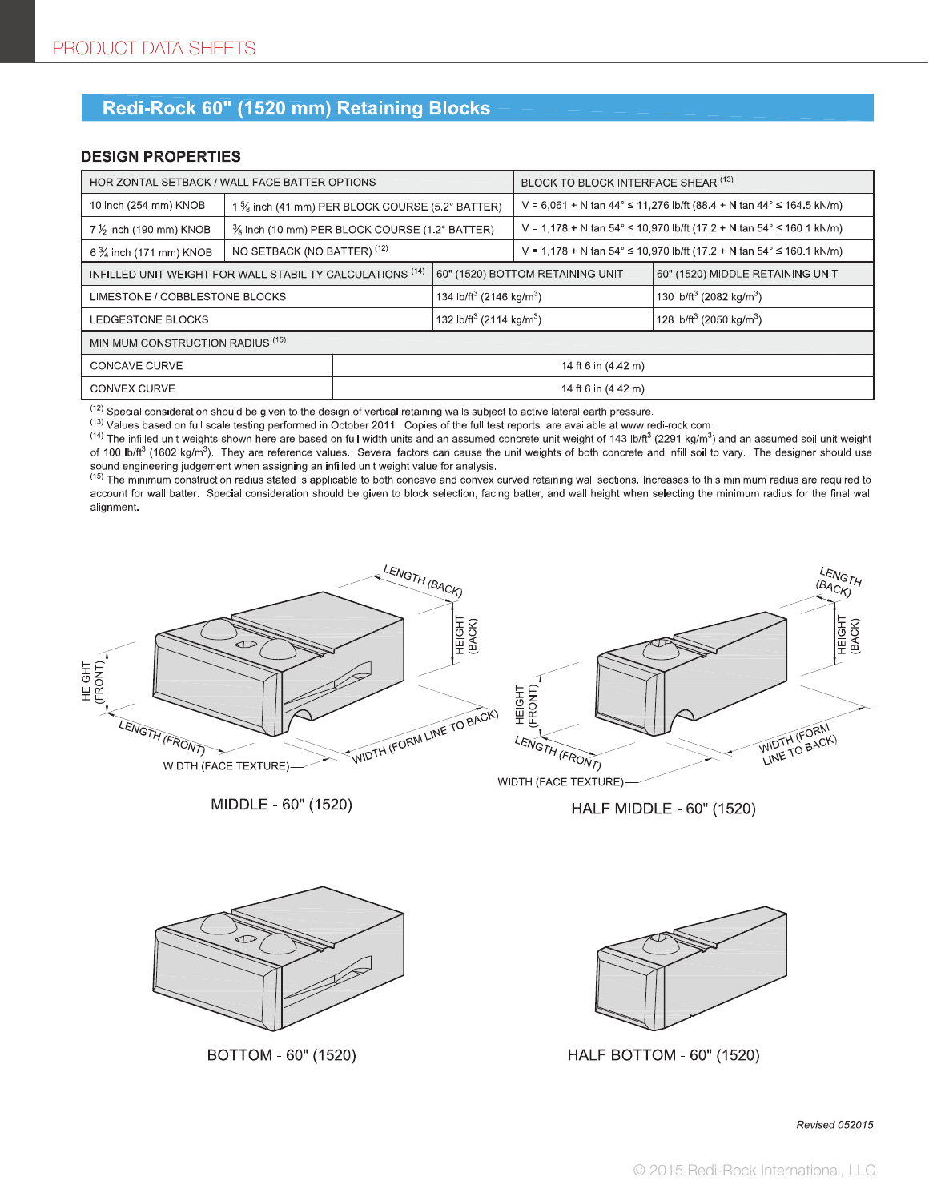## Redi-Rock 60" (1520 mm) Retaining Blocks

### DESIGN PROPERTIES

| HORIZONTAL SETBACK / WALL FACE BATTER OPTIONS | | BLOCK TO BLOCK INTERFACE SHEAR [13] |
|---|---|---|
| 10 inch (254 mm) KNOB | 1 5⁄8 inch (41 mm) PER BLOCK COURSE (5.2° BATTER) | V = 6,061 + N tan 44° ≤ 11,276 lb/ft (88.4 + N tan 44° ≤ 164.5 kN/m) |
| 7 1⁄2 inch (190 mm) KNOB | 3⁄8 inch (10 mm) PER BLOCK COURSE (1.2° BATTER) | V = 1,178 + N tan 54° ≤ 10,970 lb/ft (17.2 + N tan 54° ≤ 160.1 kN/m) |
| 6 3⁄4 inch (171 mm) KNOB | NO SETBACK (NO BATTER) [12] | V = 1,178 + N tan 54° ≤ 10,970 lb/ft (17.2 + N tan 54° ≤ 160.1 kN/m) |

| INFILLED UNIT WEIGHT FOR WALL STABILITY CALCULATIONS [14] | 60" (1520) BOTTOM RETAINING UNIT | 60" (1520) MIDDLE RETAINING UNIT |
|---|---|---|
| LIMESTONE / COBBLESTONE BLOCKS | 134 lb/ft$^3$ (2146 kg/m$^3$) | 130 lb/ft$^3$ (2082 kg/m$^3$) |
| LEDGESTONE BLOCKS | 132 lb/ft$^3$ (2114 kg/m$^3$) | 128 lb/ft$^3$ (2050 kg/m$^3$) |

| MINIMUM CONSTRUCTION RADIUS [15] | |
|---|---|
| CONCAVE CURVE | 14 ft 6 in (4.42 m) |
| CONVEX CURVE | 14 ft 6 in (4.42 m) |

[12] Special consideration should be given to the design of vertical retaining walls subject to active lateral earth pressure.
[13] Values based on full scale testing performed in October 2011. Copies of the full test reports are available at www.redi-rock.com.
[14] The infilled unit weights shown here are based on full width units and an assumed concrete unit weight of 143 lb/ft$^3$ (2291 kg/m$^3$) and an assumed soil unit weight of 100 lb/ft$^3$ (1602 kg/m$^3$). They are reference values. Several factors can cause the unit weights of both concrete and infill soil to vary. The designer should use sound engineering judgement when assigning an infilled unit weight value for analysis.
[15] The minimum construction radius stated is applicable to both concave and convex curved retaining wall sections. Increases to this minimum radius are required to account for wall batter. Special consideration should be given to block selection, facing batter, and wall height when selecting the minimum radius for the final wall alignment.

LENGTH (BACK)
HEIGHT (BACK)
HEIGHT (FRONT)
LENGTH (FRONT)
WIDTH (FACE TEXTURE)
WIDTH (FORM LINE TO BACK)

MIDDLE - 60" (1520)

LENGTH (BACK)
HEIGHT (BACK)
HEIGHT (FRONT)
LENGTH (FRONT)
WIDTH (FACE TEXTURE)
WIDTH (FORM LINE TO BACK)

HALF MIDDLE - 60" (1520)

BOTTOM - 60" (1520)

HALF BOTTOM - 60" (1520)

*Revised 052015*